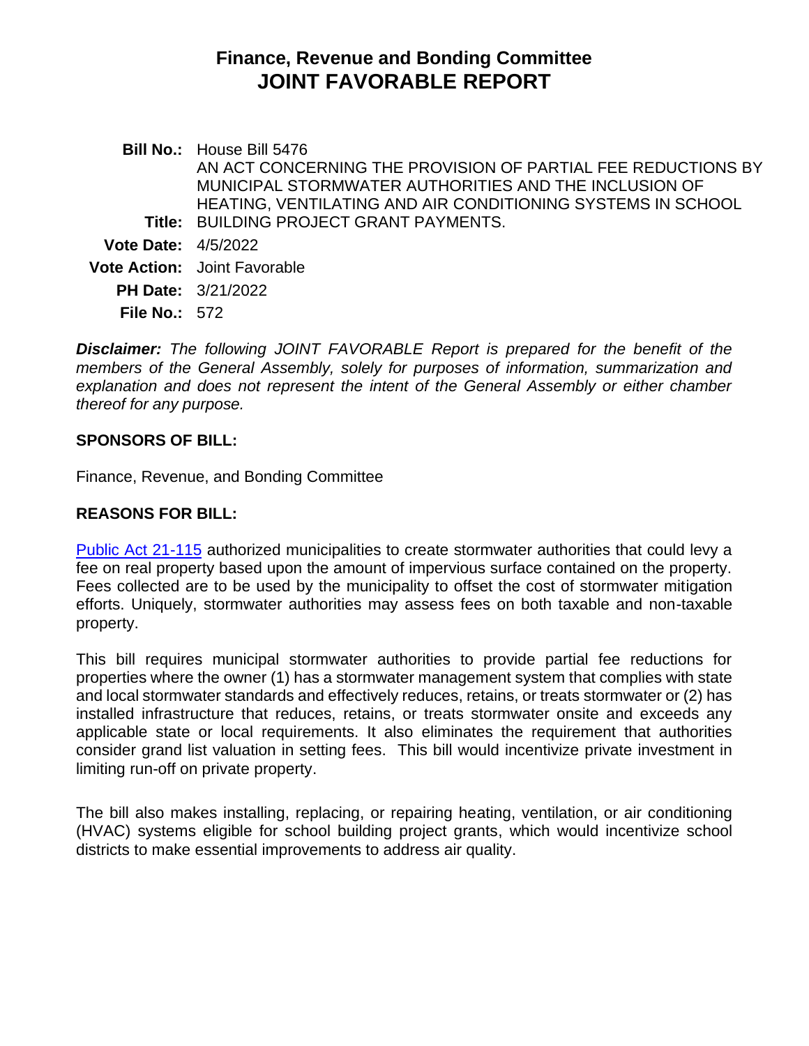# Finance, Revenue and Bonding Committee
# JOINT FAVORABLE REPORT

**Bill No.:** House Bill 5476

**Title:** AN ACT CONCERNING THE PROVISION OF PARTIAL FEE REDUCTIONS BY MUNICIPAL STORMWATER AUTHORITIES AND THE INCLUSION OF HEATING, VENTILATING AND AIR CONDITIONING SYSTEMS IN SCHOOL BUILDING PROJECT GRANT PAYMENTS.

**Vote Date:** 4/5/2022

**Vote Action:** Joint Favorable

**PH Date:** 3/21/2022

**File No.:** 572

***Disclaimer:*** *The following JOINT FAVORABLE Report is prepared for the benefit of the members of the General Assembly, solely for purposes of information, summarization and explanation and does not represent the intent of the General Assembly or either chamber thereof for any purpose.*

## SPONSORS OF BILL:

Finance, Revenue, and Bonding Committee

## REASONS FOR BILL:

Public Act 21-115 authorized municipalities to create stormwater authorities that could levy a fee on real property based upon the amount of impervious surface contained on the property. Fees collected are to be used by the municipality to offset the cost of stormwater mitigation efforts. Uniquely, stormwater authorities may assess fees on both taxable and non-taxable property.

This bill requires municipal stormwater authorities to provide partial fee reductions for properties where the owner (1) has a stormwater management system that complies with state and local stormwater standards and effectively reduces, retains, or treats stormwater or (2) has installed infrastructure that reduces, retains, or treats stormwater onsite and exceeds any applicable state or local requirements. It also eliminates the requirement that authorities consider grand list valuation in setting fees. This bill would incentivize private investment in limiting run-off on private property.

The bill also makes installing, replacing, or repairing heating, ventilation, or air conditioning (HVAC) systems eligible for school building project grants, which would incentivize school districts to make essential improvements to address air quality.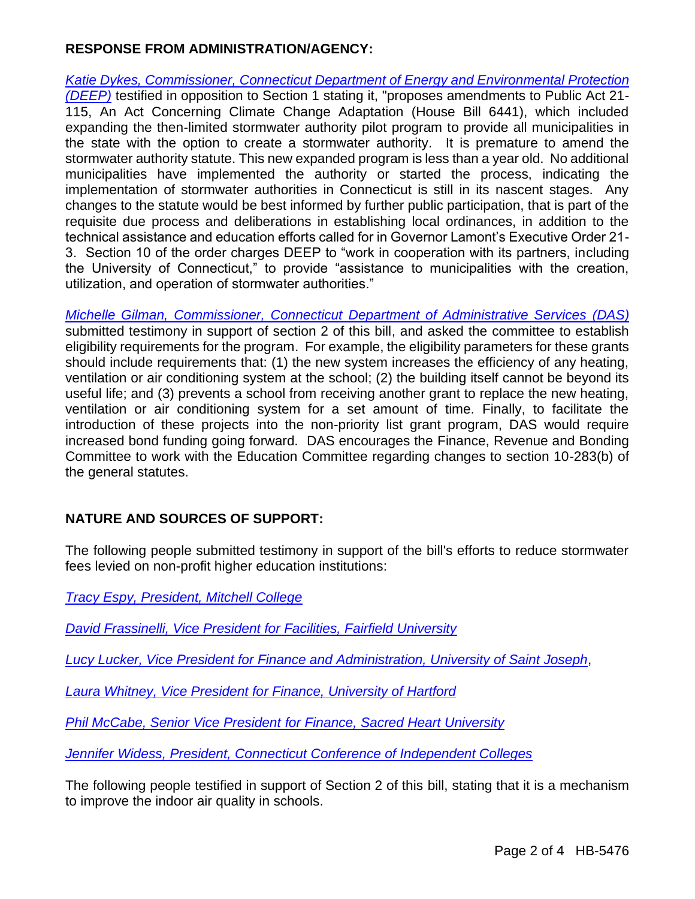**RESPONSE FROM ADMINISTRATION/AGENCY:**

*Katie Dykes, Commissioner, Connecticut Department of Energy and Environmental Protection (DEEP)* testified in opposition to Section 1 stating it, "proposes amendments to Public Act 21-115, An Act Concerning Climate Change Adaptation (House Bill 6441), which included expanding the then-limited stormwater authority pilot program to provide all municipalities in the state with the option to create a stormwater authority. It is premature to amend the stormwater authority statute. This new expanded program is less than a year old. No additional municipalities have implemented the authority or started the process, indicating the implementation of stormwater authorities in Connecticut is still in its nascent stages. Any changes to the statute would be best informed by further public participation, that is part of the requisite due process and deliberations in establishing local ordinances, in addition to the technical assistance and education efforts called for in Governor Lamont's Executive Order 21-3. Section 10 of the order charges DEEP to "work in cooperation with its partners, including the University of Connecticut," to provide "assistance to municipalities with the creation, utilization, and operation of stormwater authorities."

*Michelle Gilman, Commissioner, Connecticut Department of Administrative Services (DAS)* submitted testimony in support of section 2 of this bill, and asked the committee to establish eligibility requirements for the program. For example, the eligibility parameters for these grants should include requirements that: (1) the new system increases the efficiency of any heating, ventilation or air conditioning system at the school; (2) the building itself cannot be beyond its useful life; and (3) prevents a school from receiving another grant to replace the new heating, ventilation or air conditioning system for a set amount of time. Finally, to facilitate the introduction of these projects into the non-priority list grant program, DAS would require increased bond funding going forward. DAS encourages the Finance, Revenue and Bonding Committee to work with the Education Committee regarding changes to section 10-283(b) of the general statutes.

**NATURE AND SOURCES OF SUPPORT:**

The following people submitted testimony in support of the bill's efforts to reduce stormwater fees levied on non-profit higher education institutions:

*Tracy Espy, President, Mitchell College*

*David Frassinelli, Vice President for Facilities, Fairfield University*

*Lucy Lucker, Vice President for Finance and Administration, University of Saint Joseph*,

*Laura Whitney, Vice President for Finance, University of Hartford*

*Phil McCabe, Senior Vice President for Finance, Sacred Heart University*

*Jennifer Widess, President, Connecticut Conference of Independent Colleges*

The following people testified in support of Section 2 of this bill, stating that it is a mechanism to improve the indoor air quality in schools.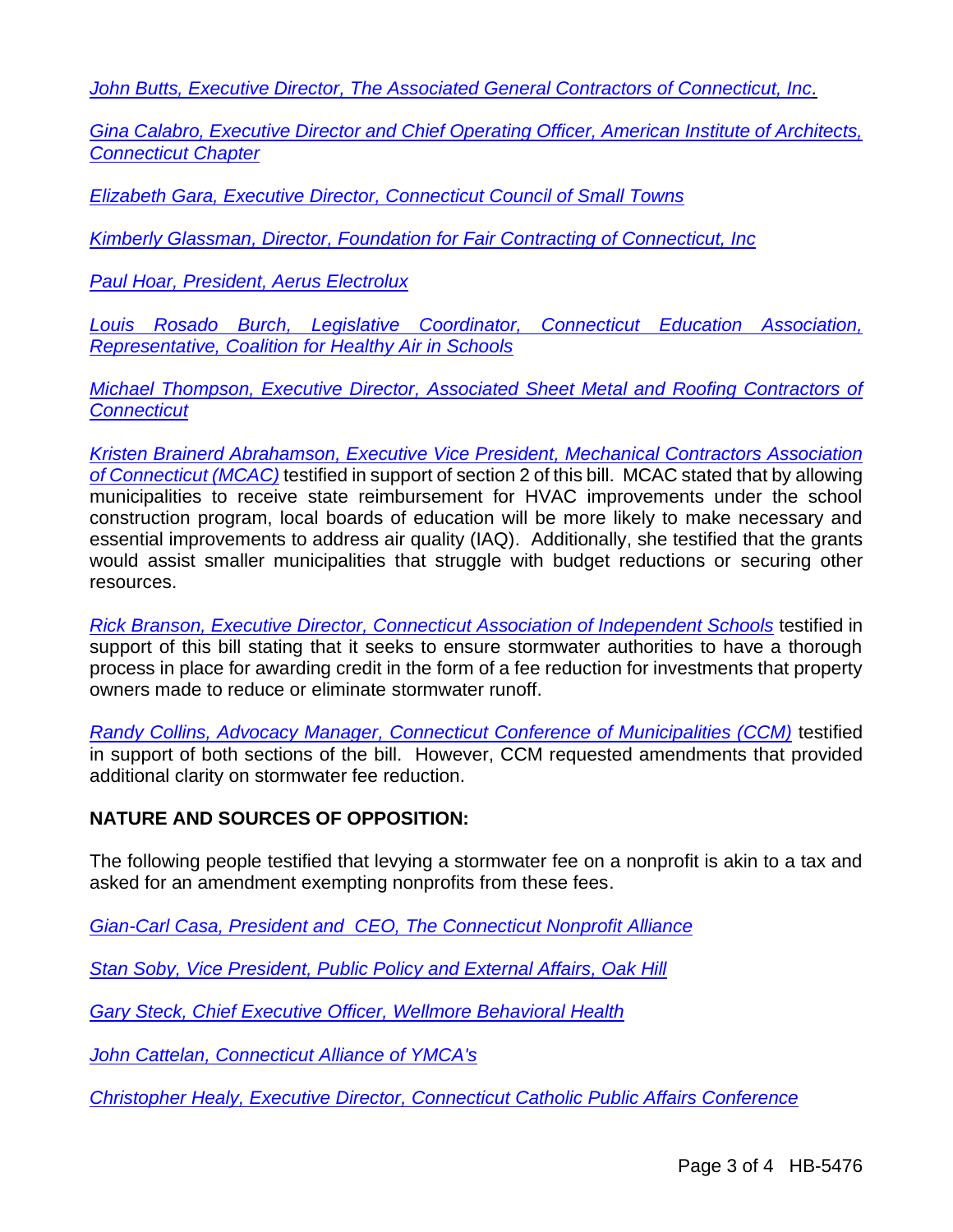*John Butts, Executive Director, The Associated General Contractors of Connecticut, Inc.*

*Gina Calabro, Executive Director and Chief Operating Officer, American Institute of Architects, Connecticut Chapter*

*Elizabeth Gara, Executive Director, Connecticut Council of Small Towns*

*Kimberly Glassman, Director, Foundation for Fair Contracting of Connecticut, Inc*

*Paul Hoar, President, Aerus Electrolux*

*Louis Rosado Burch, Legislative Coordinator, Connecticut Education Association, Representative, Coalition for Healthy Air in Schools*

*Michael Thompson, Executive Director, Associated Sheet Metal and Roofing Contractors of Connecticut*

*Kristen Brainerd Abrahamson, Executive Vice President, Mechanical Contractors Association of Connecticut (MCAC)* testified in support of section 2 of this bill. MCAC stated that by allowing municipalities to receive state reimbursement for HVAC improvements under the school construction program, local boards of education will be more likely to make necessary and essential improvements to address air quality (IAQ). Additionally, she testified that the grants would assist smaller municipalities that struggle with budget reductions or securing other resources.

*Rick Branson, Executive Director, Connecticut Association of Independent Schools* testified in support of this bill stating that it seeks to ensure stormwater authorities to have a thorough process in place for awarding credit in the form of a fee reduction for investments that property owners made to reduce or eliminate stormwater runoff.

*Randy Collins, Advocacy Manager, Connecticut Conference of Municipalities (CCM)* testified in support of both sections of the bill. However, CCM requested amendments that provided additional clarity on stormwater fee reduction.

**NATURE AND SOURCES OF OPPOSITION:**

The following people testified that levying a stormwater fee on a nonprofit is akin to a tax and asked for an amendment exempting nonprofits from these fees.

*Gian-Carl Casa, President and CEO, The Connecticut Nonprofit Alliance*

*Stan Soby, Vice President, Public Policy and External Affairs, Oak Hill*

*Gary Steck, Chief Executive Officer, Wellmore Behavioral Health*

*John Cattelan, Connecticut Alliance of YMCA's*

*Christopher Healy, Executive Director, Connecticut Catholic Public Affairs Conference*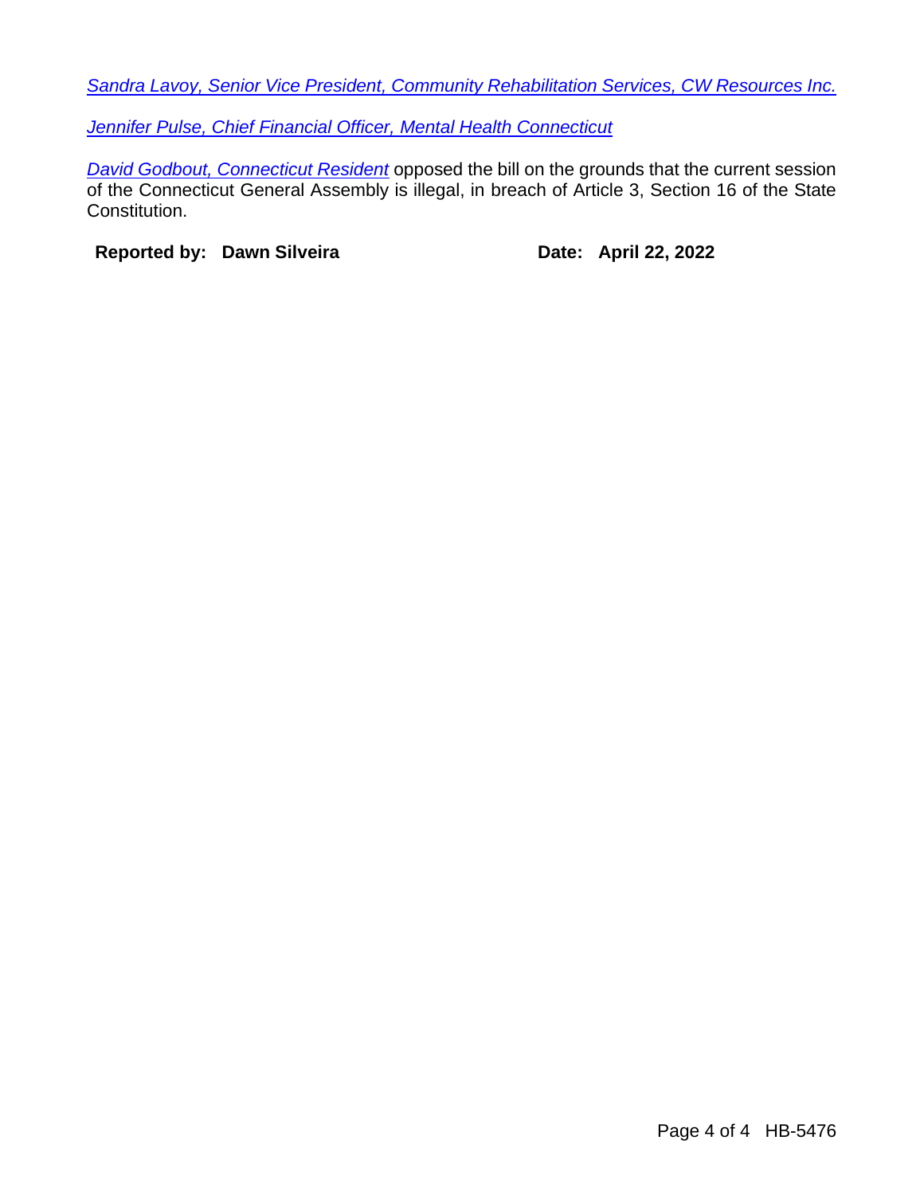*Sandra Lavoy, Senior Vice President, Community Rehabilitation Services, CW Resources Inc.*

*Jennifer Pulse, Chief Financial Officer, Mental Health Connecticut*

*David Godbout, Connecticut Resident* opposed the bill on the grounds that the current session of the Connecticut General Assembly is illegal, in breach of Article 3, Section 16 of the State Constitution.

**Reported by: Dawn Silveira** **Date: April 22, 2022**